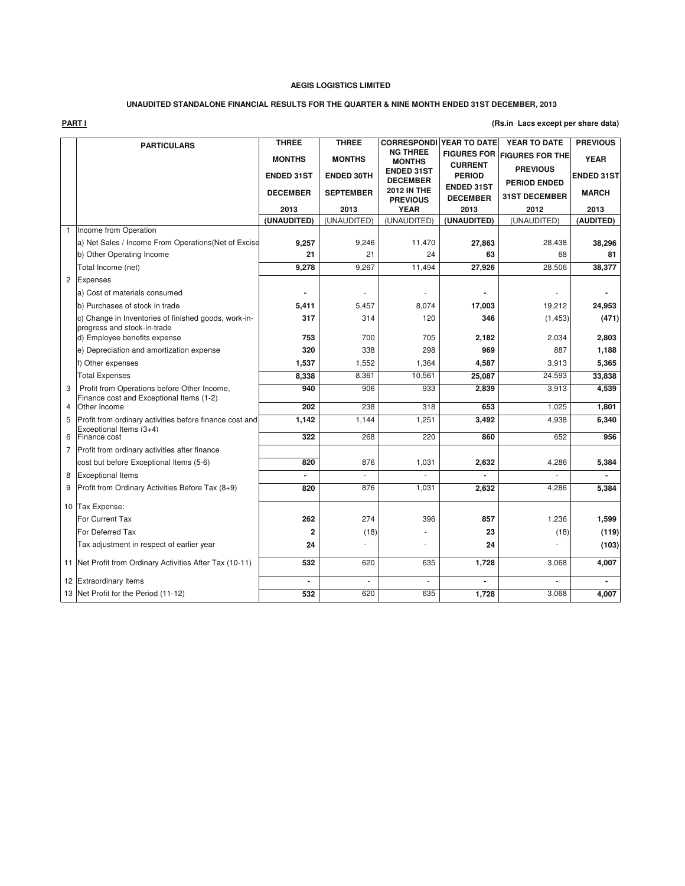**AEGIS LOGISTICS LIMITED**

**UNAUDITED STANDALONE FINANCIAL RESULTS FOR THE QUARTER & NINE MONTH ENDED 31ST DECEMBER, 2013**

**PART I**

**(Rs.in Lacs except per share data)**

| | PARTICULARS | THREE MONTHS ENDED 31ST DECEMBER 2013 | THREE MONTHS ENDED 30TH SEPTEMBER 2013 | CORRESPONDING THREE MONTHS ENDED 31ST DECEMBER 2012 IN THE PREVIOUS YEAR | YEAR TO DATE FIGURES FOR CURRENT PERIOD ENDED 31ST DECEMBER 2013 | YEAR TO DATE FIGURES FOR THE PREVIOUS PERIOD ENDED 31ST DECEMBER 2012 | PREVIOUS YEAR ENDED 31ST MARCH 2013 |
|---|---|---|---|---|---|---|---|
| | | (UNAUDITED) | (UNAUDITED) | (UNAUDITED) | (UNAUDITED) | (UNAUDITED) | (AUDITED) |
| 1 | Income from Operation | | | | | | |
| | a) Net Sales / Income From Operations(Net of Excise | 9,257 | 9,246 | 11,470 | 27,863 | 28,438 | 38,296 |
| | b) Other Operating Income | 21 | 21 | 24 | 63 | 68 | 81 |
| | Total Income (net) | 9,278 | 9,267 | 11,494 | 27,926 | 28,506 | 38,377 |
| 2 | Expenses | | | | | | |
| | a) Cost of materials consumed | - | - | - | - | - | - |
| | b) Purchases of stock in trade | 5,411 | 5,457 | 8,074 | 17,003 | 19,212 | 24,953 |
| | c) Change in Inventories of finished goods, work-in-progress and stock-in-trade | 317 | 314 | 120 | 346 | (1,453) | (471) |
| | d) Employee benefits expense | 753 | 700 | 705 | 2,182 | 2,034 | 2,803 |
| | e) Depreciation and amortization expense | 320 | 338 | 298 | 969 | 887 | 1,188 |
| | f) Other expenses | 1,537 | 1,552 | 1,364 | 4,587 | 3,913 | 5,365 |
| | Total Expenses | 8,338 | 8,361 | 10,561 | 25,087 | 24,593 | 33,838 |
| 3 | Profit from Operations before Other Income, Finance cost and Exceptional Items (1-2) | 940 | 906 | 933 | 2,839 | 3,913 | 4,539 |
| 4 | Other Income | 202 | 238 | 318 | 653 | 1,025 | 1,801 |
| 5 | Profit from ordinary activities before finance cost and Exceptional Items (3+4) | 1,142 | 1,144 | 1,251 | 3,492 | 4,938 | 6,340 |
| 6 | Finance cost | 322 | 268 | 220 | 860 | 652 | 956 |
| 7 | Profit from ordinary activities after finance cost but before Exceptional Items (5-6) | 820 | 876 | 1,031 | 2,632 | 4,286 | 5,384 |
| 8 | Exceptional Items | - | - | - | - | - | - |
| 9 | Profit from Ordinary Activities Before Tax (8+9) | 820 | 876 | 1,031 | 2,632 | 4,286 | 5,384 |
| 10 | Tax Expense: | | | | | | |
| | For Current Tax | 262 | 274 | 396 | 857 | 1,236 | 1,599 |
| | For Deferred Tax | 2 | (18) | - | 23 | (18) | (119) |
| | Tax adjustment in respect of earlier year | 24 | - | - | 24 | - | (103) |
| 11 | Net Profit from Ordinary Activities After Tax (10-11) | 532 | 620 | 635 | 1,728 | 3,068 | 4,007 |
| 12 | Extraordinary Items | - | - | - | - | - | - |
| 13 | Net Profit for the Period (11-12) | 532 | 620 | 635 | 1,728 | 3,068 | 4,007 |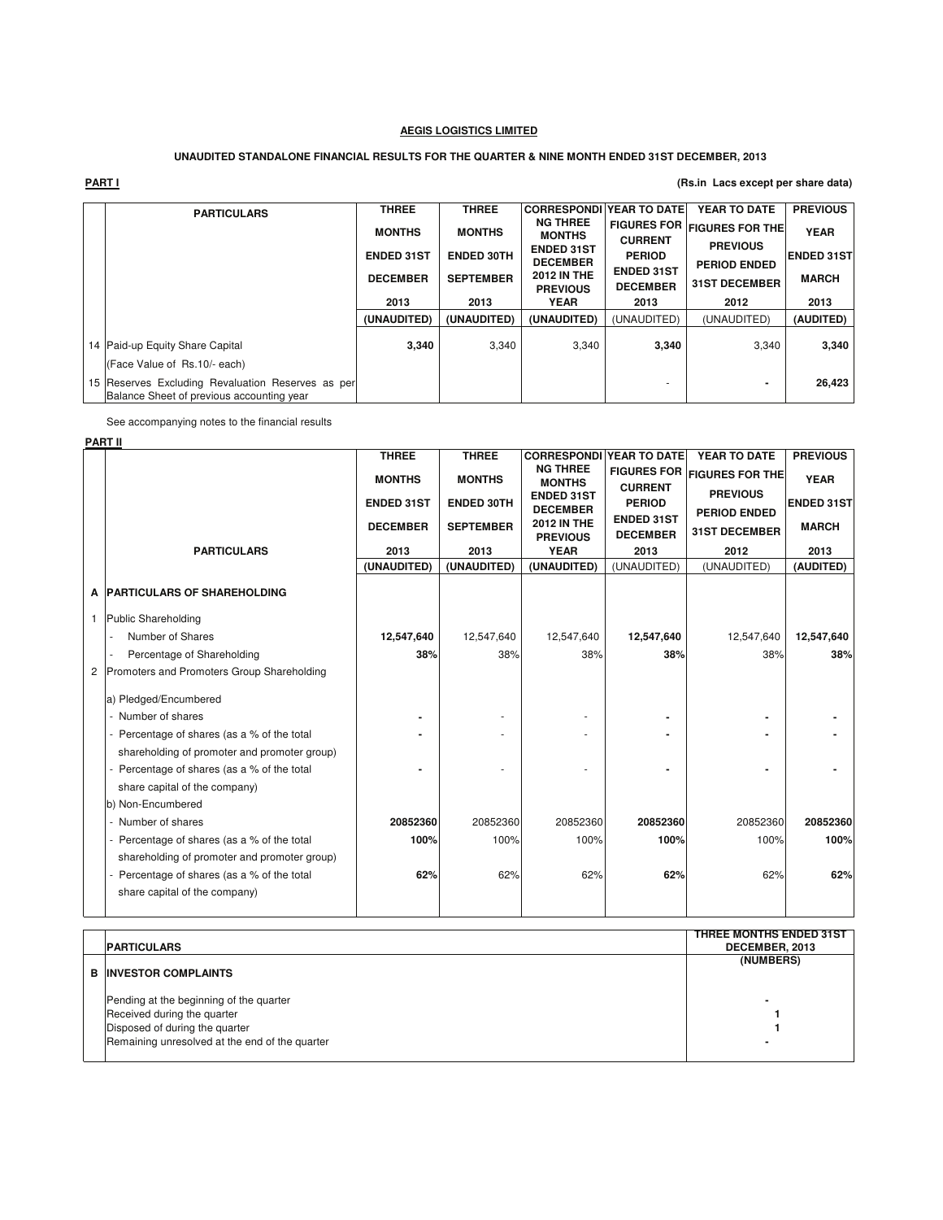**AEGIS LOGISTICS LIMITED**

**UNAUDITED STANDALONE FINANCIAL RESULTS FOR THE QUARTER & NINE MONTH ENDED 31ST DECEMBER, 2013**

**PART I** **(Rs.in Lacs except per share data)**

| | PARTICULARS | THREE MONTHS ENDED 31ST DECEMBER 2013 | THREE MONTHS ENDED 30TH SEPTEMBER 2013 | CORRESPONDING THREE MONTHS ENDED 31ST DECEMBER 2012 IN THE PREVIOUS YEAR | YEAR TO DATE FIGURES FOR CURRENT PERIOD ENDED 31ST DECEMBER 2013 | YEAR TO DATE FIGURES FOR THE PREVIOUS PERIOD ENDED 31ST DECEMBER 2012 | PREVIOUS YEAR ENDED 31ST MARCH 2013 |
|---|---|---|---|---|---|---|---|
| | | (UNAUDITED) | (UNAUDITED) | (UNAUDITED) | (UNAUDITED) | (UNAUDITED) | (AUDITED) |
| 14 | Paid-up Equity Share Capital | **3,340** | 3,340 | 3,340 | **3,340** | 3,340 | **3,340** |
| | (Face Value of Rs.10/- each) | | | | | | |
| 15 | Reserves Excluding Revaluation Reserves as per Balance Sheet of previous accounting year | | | | - | **-** | **26,423** |

See accompanying notes to the financial results

**PART II**

| | PARTICULARS | THREE MONTHS ENDED 31ST DECEMBER 2013 | THREE MONTHS ENDED 30TH SEPTEMBER 2013 | CORRESPONDING THREE MONTHS ENDED 31ST DECEMBER 2012 IN THE PREVIOUS YEAR | YEAR TO DATE FIGURES FOR CURRENT PERIOD ENDED 31ST DECEMBER 2013 | YEAR TO DATE FIGURES FOR THE PREVIOUS PERIOD ENDED 31ST DECEMBER 2012 | PREVIOUS YEAR ENDED 31ST MARCH 2013 |
|---|---|---|---|---|---|---|---|
| | | (UNAUDITED) | (UNAUDITED) | (UNAUDITED) | (UNAUDITED) | (UNAUDITED) | (AUDITED) |
| **A** | **PARTICULARS OF SHAREHOLDING** | | | | | | |
| 1 | Public Shareholding | | | | | | |
| | - Number of Shares | **12,547,640** | 12,547,640 | 12,547,640 | **12,547,640** | 12,547,640 | **12,547,640** |
| | - Percentage of Shareholding | **38%** | 38% | 38% | **38%** | 38% | **38%** |
| 2 | Promoters and Promoters Group Shareholding | | | | | | |
| | a) Pledged/Encumbered | | | | | | |
| | - Number of shares | **-** | - | - | **-** | **-** | **-** |
| | - Percentage of shares (as a % of the total shareholding of promoter and promoter group) | **-** | - | - | **-** | **-** | **-** |
| | - Percentage of shares (as a % of the total share capital of the company) | **-** | - | - | **-** | **-** | **-** |
| | b) Non-Encumbered | | | | | | |
| | - Number of shares | **20852360** | 20852360 | 20852360 | **20852360** | 20852360 | **20852360** |
| | - Percentage of shares (as a % of the total shareholding of promoter and promoter group) | **100%** | 100% | 100% | **100%** | 100% | **100%** |
| | - Percentage of shares (as a % of the total share capital of the company) | **62%** | 62% | 62% | **62%** | 62% | **62%** |

| | PARTICULARS | THREE MONTHS ENDED 31ST DECEMBER, 2013 |
|---|---|---|
| | | (NUMBERS) |
| **B** | **INVESTOR COMPLAINTS** | |
| | Pending at the beginning of the quarter | - |
| | Received during the quarter | 1 |
| | Disposed of during the quarter | 1 |
| | Remaining unresolved at the end of the quarter | - |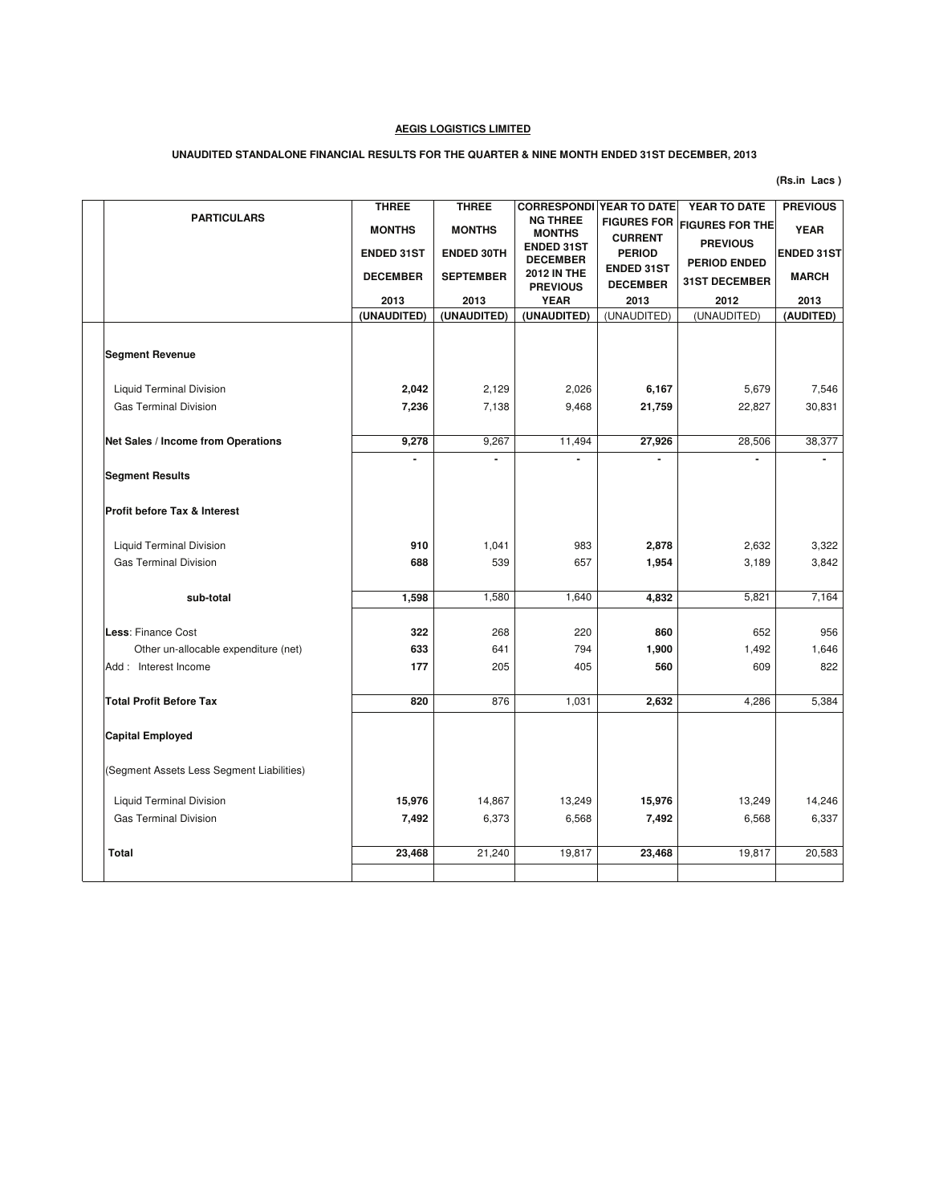**AEGIS LOGISTICS LIMITED**

**UNAUDITED STANDALONE FINANCIAL RESULTS FOR THE QUARTER & NINE MONTH ENDED 31ST DECEMBER, 2013**

**(Rs.in Lacs )**

| PARTICULARS | THREE MONTHS ENDED 31ST DECEMBER 2013 (UNAUDITED) | THREE MONTHS ENDED 30TH SEPTEMBER 2013 (UNAUDITED) | CORRESPONDING THREE MONTHS ENDED 31ST DECEMBER 2012 IN THE PREVIOUS YEAR (UNAUDITED) | YEAR TO DATE FIGURES FOR CURRENT PERIOD ENDED 31ST DECEMBER 2013 (UNAUDITED) | YEAR TO DATE FIGURES FOR THE PREVIOUS PERIOD ENDED 31ST DECEMBER 2012 (UNAUDITED) | PREVIOUS YEAR ENDED 31ST MARCH 2013 (AUDITED) |
|---|---|---|---|---|---|---|
| **Segment Revenue** | | | | | | |
| Liquid Terminal Division | **2,042** | 2,129 | 2,026 | **6,167** | 5,679 | 7,546 |
| Gas Terminal Division | **7,236** | 7,138 | 9,468 | **21,759** | 22,827 | 30,831 |
| **Net Sales / Income from Operations** | **9,278** | 9,267 | 11,494 | **27,926** | 28,506 | 38,377 |
| | - | - | - | - | - | - |
| **Segment Results** | | | | | | |
| **Profit before Tax & Interest** | | | | | | |
| Liquid Terminal Division | **910** | 1,041 | 983 | **2,878** | 2,632 | 3,322 |
| Gas Terminal Division | **688** | 539 | 657 | **1,954** | 3,189 | 3,842 |
| **sub-total** | **1,598** | 1,580 | 1,640 | **4,832** | 5,821 | 7,164 |
| **Less**: Finance Cost | **322** | 268 | 220 | **860** | 652 | 956 |
| Other un-allocable expenditure (net) | **633** | 641 | 794 | **1,900** | 1,492 | 1,646 |
| Add : Interest Income | **177** | 205 | 405 | **560** | 609 | 822 |
| **Total Profit Before Tax** | **820** | 876 | 1,031 | **2,632** | 4,286 | 5,384 |
| **Capital Employed** | | | | | | |
| (Segment Assets Less Segment Liabilities) | | | | | | |
| Liquid Terminal Division | **15,976** | 14,867 | 13,249 | **15,976** | 13,249 | 14,246 |
| Gas Terminal Division | **7,492** | 6,373 | 6,568 | **7,492** | 6,568 | 6,337 |
| **Total** | **23,468** | 21,240 | 19,817 | **23,468** | 19,817 | 20,583 |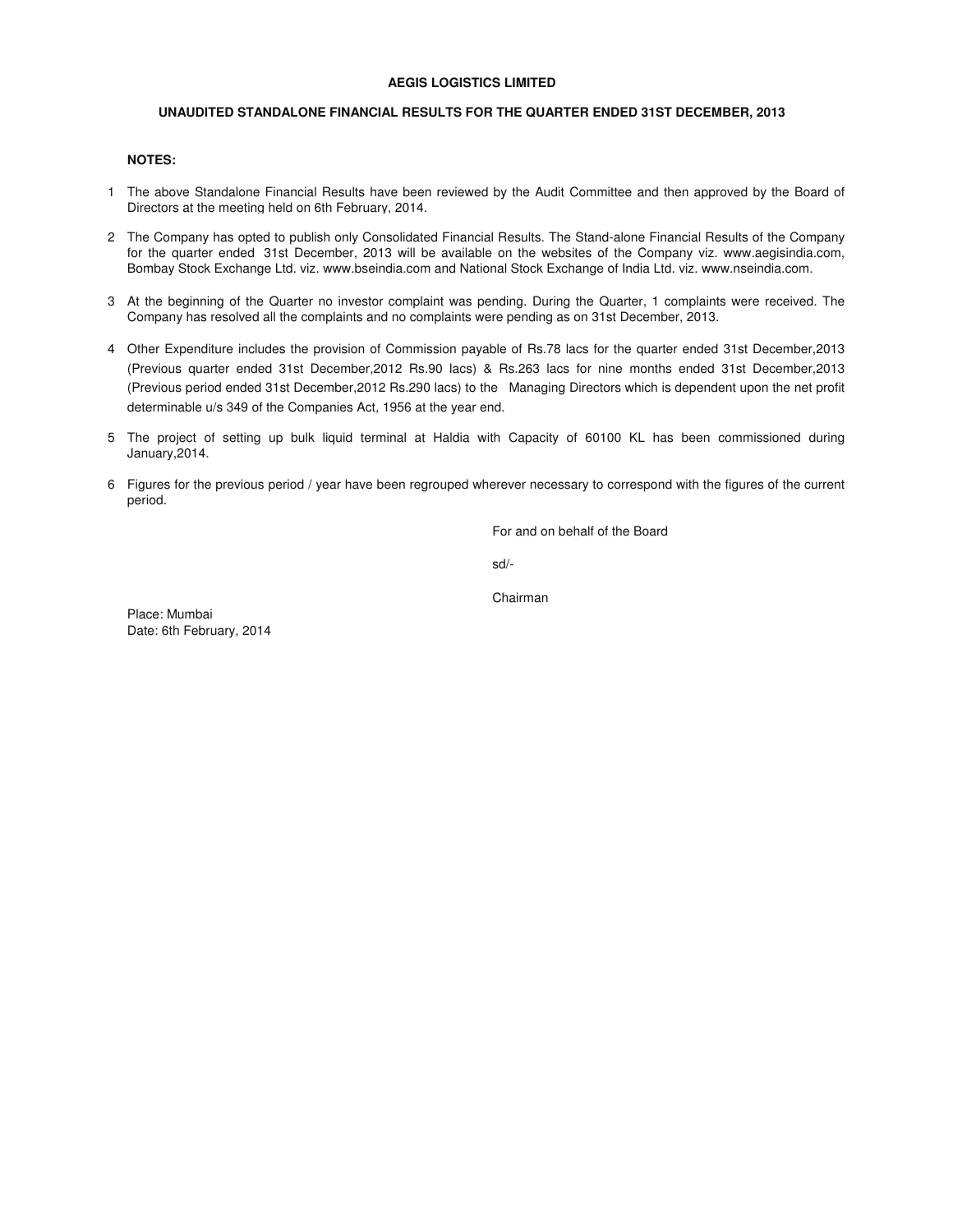**AEGIS LOGISTICS LIMITED**

**UNAUDITED STANDALONE FINANCIAL RESULTS FOR THE QUARTER ENDED 31ST DECEMBER, 2013**

**NOTES:**

1. The above Standalone Financial Results have been reviewed by the Audit Committee and then approved by the Board of Directors at the meeting held on 6th February, 2014.
2. The Company has opted to publish only Consolidated Financial Results. The Stand-alone Financial Results of the Company for the quarter ended 31st December, 2013 will be available on the websites of the Company viz. www.aegisindia.com, Bombay Stock Exchange Ltd. viz. www.bseindia.com and National Stock Exchange of India Ltd. viz. www.nseindia.com.
3. At the beginning of the Quarter no investor complaint was pending. During the Quarter, 1 complaints were received. The Company has resolved all the complaints and no complaints were pending as on 31st December, 2013.
4. Other Expenditure includes the provision of Commission payable of Rs.78 lacs for the quarter ended 31st December,2013 (Previous quarter ended 31st December,2012 Rs.90 lacs) & Rs.263 lacs for nine months ended 31st December,2013 (Previous period ended 31st December,2012 Rs.290 lacs) to the Managing Directors which is dependent upon the net profit determinable u/s 349 of the Companies Act, 1956 at the year end.
5. The project of setting up bulk liquid terminal at Haldia with Capacity of 60100 KL has been commissioned during January,2014.
6. Figures for the previous period / year have been regrouped wherever necessary to correspond with the figures of the current period.

For and on behalf of the Board

sd/-

Chairman

Place: Mumbai
Date: 6th February, 2014